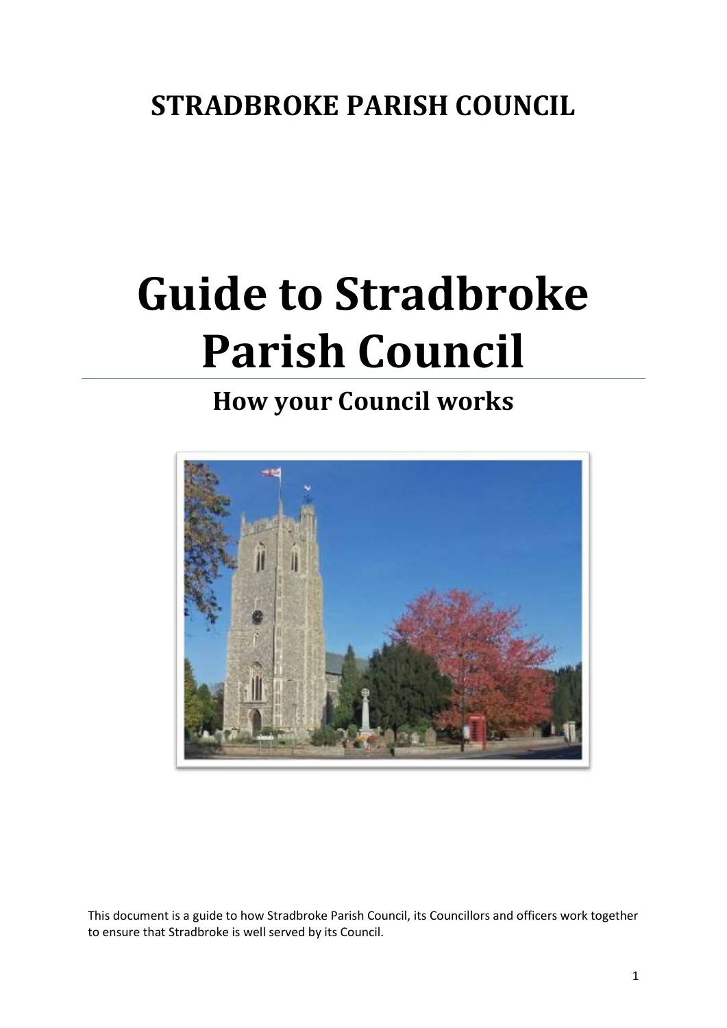**STRADBROKE PARISH COUNCIL**

# Guide to Stradbroke Parish Council

## How your Council works

This document is a guide to how Stradbroke Parish Council, its Councillors and officers work together to ensure that Stradbroke is well served by its Council.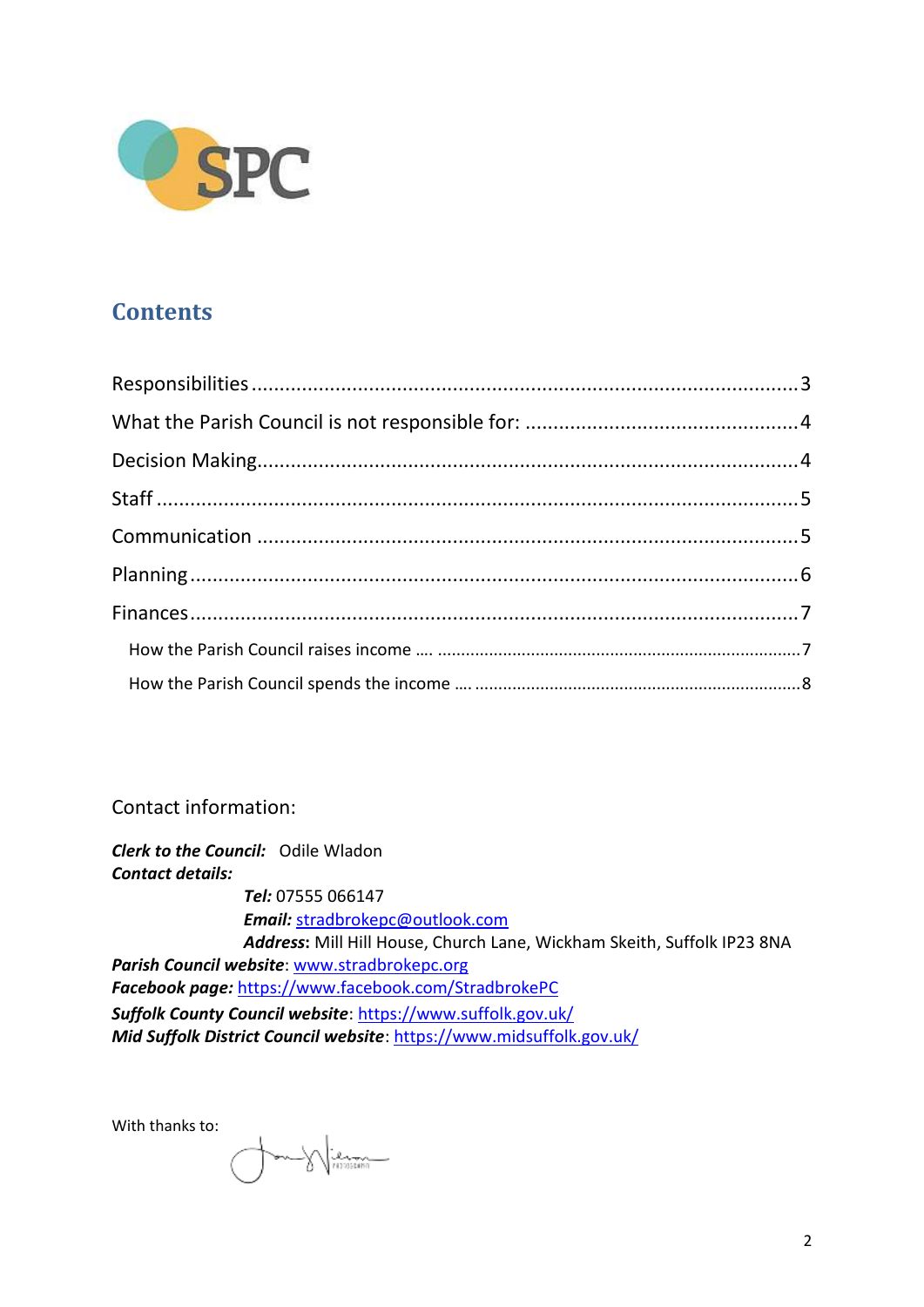SPC

## Contents

Responsibilities ........................................................................................................ 3

What the Parish Council is not responsible for: ................................................ 4

Decision Making...................................................................................................... 4

Staff ............................................................................................................................ 5

Communication ....................................................................................................... 5

Planning ..................................................................................................................... 6

Finances ..................................................................................................................... 7

- How the Parish Council raises income …. ........................................................ 7
- How the Parish Council spends the income …. ................................................ 8

Contact information:

***Clerk to the Council:*** Odile Wladon
***Contact details:***

*Tel:* 07555 066147
***Email:*** stradbrokepc@outlook.com
***Address*:** Mill Hill House, Church Lane, Wickham Skeith, Suffolk IP23 8NA

***Parish Council website***: www.stradbrokepc.org
***Facebook page:*** https://www.facebook.com/StradbrokePC
***Suffolk County Council website***: https://www.suffolk.gov.uk/
***Mid Suffolk District Council website***: https://www.midsuffolk.gov.uk/

With thanks to: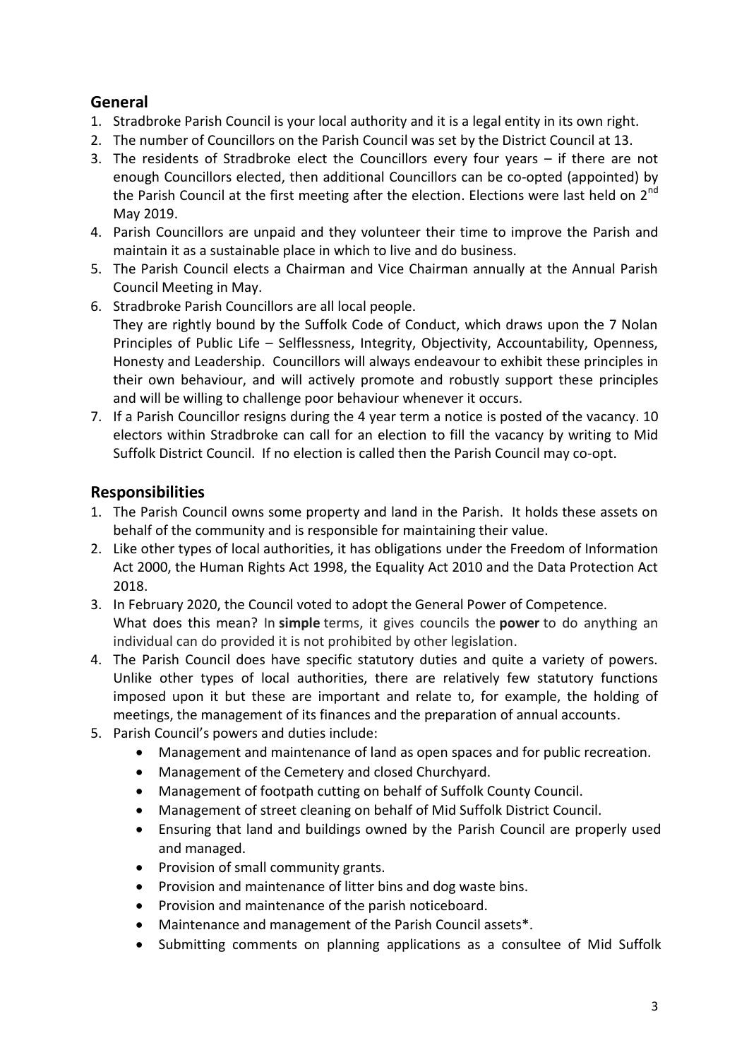## General

1. Stradbroke Parish Council is your local authority and it is a legal entity in its own right.
2. The number of Councillors on the Parish Council was set by the District Council at 13.
3. The residents of Stradbroke elect the Councillors every four years – if there are not enough Councillors elected, then additional Councillors can be co-opted (appointed) by the Parish Council at the first meeting after the election. Elections were last held on 2nd May 2019.
4. Parish Councillors are unpaid and they volunteer their time to improve the Parish and maintain it as a sustainable place in which to live and do business.
5. The Parish Council elects a Chairman and Vice Chairman annually at the Annual Parish Council Meeting in May.
6. Stradbroke Parish Councillors are all local people.
   They are rightly bound by the Suffolk Code of Conduct, which draws upon the 7 Nolan Principles of Public Life – Selflessness, Integrity, Objectivity, Accountability, Openness, Honesty and Leadership. Councillors will always endeavour to exhibit these principles in their own behaviour, and will actively promote and robustly support these principles and will be willing to challenge poor behaviour whenever it occurs.
7. If a Parish Councillor resigns during the 4 year term a notice is posted of the vacancy. 10 electors within Stradbroke can call for an election to fill the vacancy by writing to Mid Suffolk District Council. If no election is called then the Parish Council may co-opt.

## Responsibilities

1. The Parish Council owns some property and land in the Parish. It holds these assets on behalf of the community and is responsible for maintaining their value.
2. Like other types of local authorities, it has obligations under the Freedom of Information Act 2000, the Human Rights Act 1998, the Equality Act 2010 and the Data Protection Act 2018.
3. In February 2020, the Council voted to adopt the General Power of Competence.
   What does this mean? In **simple** terms, it gives councils the **power** to do anything an individual can do provided it is not prohibited by other legislation.
4. The Parish Council does have specific statutory duties and quite a variety of powers. Unlike other types of local authorities, there are relatively few statutory functions imposed upon it but these are important and relate to, for example, the holding of meetings, the management of its finances and the preparation of annual accounts.
5. Parish Council's powers and duties include:
   - Management and maintenance of land as open spaces and for public recreation.
   - Management of the Cemetery and closed Churchyard.
   - Management of footpath cutting on behalf of Suffolk County Council.
   - Management of street cleaning on behalf of Mid Suffolk District Council.
   - Ensuring that land and buildings owned by the Parish Council are properly used and managed.
   - Provision of small community grants.
   - Provision and maintenance of litter bins and dog waste bins.
   - Provision and maintenance of the parish noticeboard.
   - Maintenance and management of the Parish Council assets*.
   - Submitting comments on planning applications as a consultee of Mid Suffolk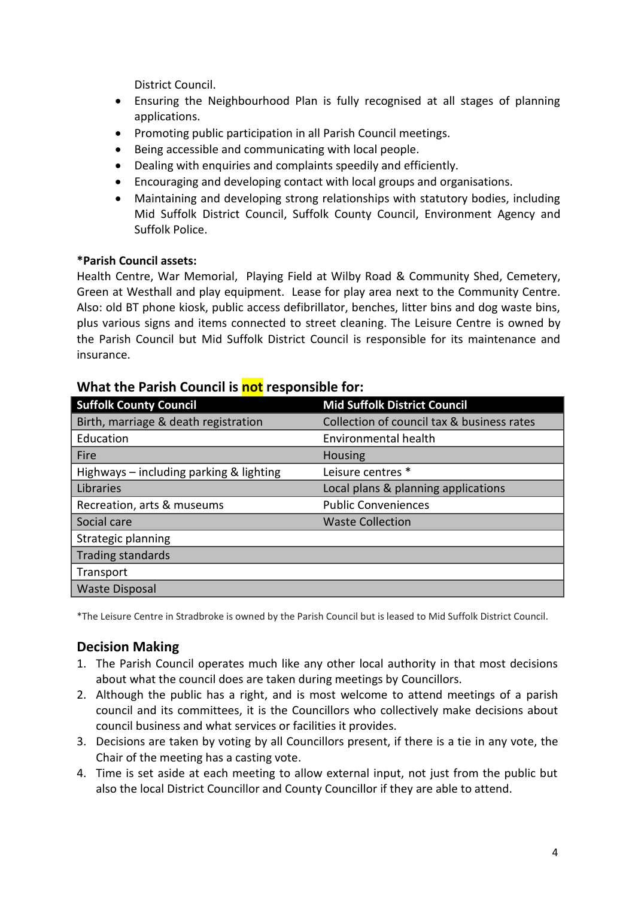District Council.

- Ensuring the Neighbourhood Plan is fully recognised at all stages of planning applications.
- Promoting public participation in all Parish Council meetings.
- Being accessible and communicating with local people.
- Dealing with enquiries and complaints speedily and efficiently.
- Encouraging and developing contact with local groups and organisations.
- Maintaining and developing strong relationships with statutory bodies, including Mid Suffolk District Council, Suffolk County Council, Environment Agency and Suffolk Police.

**\*Parish Council assets:**

Health Centre, War Memorial, Playing Field at Wilby Road & Community Shed, Cemetery, Green at Westhall and play equipment. Lease for play area next to the Community Centre. Also: old BT phone kiosk, public access defibrillator, benches, litter bins and dog waste bins, plus various signs and items connected to street cleaning. The Leisure Centre is owned by the Parish Council but Mid Suffolk District Council is responsible for its maintenance and insurance.

## What the Parish Council is not responsible for:

| Suffolk County Council | Mid Suffolk District Council |
|---|---|
| Birth, marriage & death registration | Collection of council tax & business rates |
| Education | Environmental health |
| Fire | Housing |
| Highways – including parking & lighting | Leisure centres * |
| Libraries | Local plans & planning applications |
| Recreation, arts & museums | Public Conveniences |
| Social care | Waste Collection |
| Strategic planning | |
| Trading standards | |
| Transport | |
| Waste Disposal | |

*The Leisure Centre in Stradbroke is owned by the Parish Council but is leased to Mid Suffolk District Council.

## Decision Making

1. The Parish Council operates much like any other local authority in that most decisions about what the council does are taken during meetings by Councillors.
2. Although the public has a right, and is most welcome to attend meetings of a parish council and its committees, it is the Councillors who collectively make decisions about council business and what services or facilities it provides.
3. Decisions are taken by voting by all Councillors present, if there is a tie in any vote, the Chair of the meeting has a casting vote.
4. Time is set aside at each meeting to allow external input, not just from the public but also the local District Councillor and County Councillor if they are able to attend.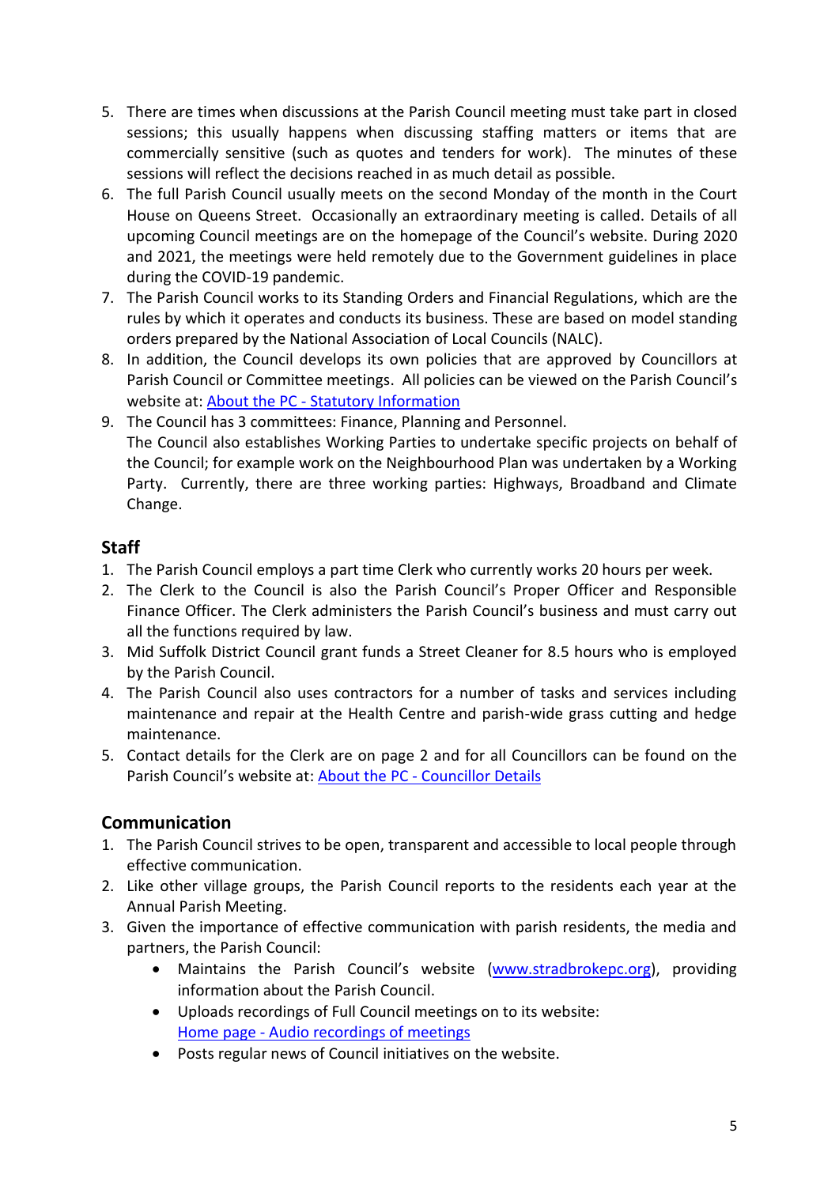5. There are times when discussions at the Parish Council meeting must take part in closed sessions; this usually happens when discussing staffing matters or items that are commercially sensitive (such as quotes and tenders for work). The minutes of these sessions will reflect the decisions reached in as much detail as possible.
6. The full Parish Council usually meets on the second Monday of the month in the Court House on Queens Street. Occasionally an extraordinary meeting is called. Details of all upcoming Council meetings are on the homepage of the Council's website. During 2020 and 2021, the meetings were held remotely due to the Government guidelines in place during the COVID-19 pandemic.
7. The Parish Council works to its Standing Orders and Financial Regulations, which are the rules by which it operates and conducts its business. These are based on model standing orders prepared by the National Association of Local Councils (NALC).
8. In addition, the Council develops its own policies that are approved by Councillors at Parish Council or Committee meetings. All policies can be viewed on the Parish Council's website at: [About the PC - Statutory Information]()
9. The Council has 3 committees: Finance, Planning and Personnel.
   The Council also establishes Working Parties to undertake specific projects on behalf of the Council; for example work on the Neighbourhood Plan was undertaken by a Working Party. Currently, there are three working parties: Highways, Broadband and Climate Change.

## Staff

1. The Parish Council employs a part time Clerk who currently works 20 hours per week.
2. The Clerk to the Council is also the Parish Council's Proper Officer and Responsible Finance Officer. The Clerk administers the Parish Council's business and must carry out all the functions required by law.
3. Mid Suffolk District Council grant funds a Street Cleaner for 8.5 hours who is employed by the Parish Council.
4. The Parish Council also uses contractors for a number of tasks and services including maintenance and repair at the Health Centre and parish-wide grass cutting and hedge maintenance.
5. Contact details for the Clerk are on page 2 and for all Councillors can be found on the Parish Council's website at: [About the PC - Councillor Details]()

## Communication

1. The Parish Council strives to be open, transparent and accessible to local people through effective communication.
2. Like other village groups, the Parish Council reports to the residents each year at the Annual Parish Meeting.
3. Given the importance of effective communication with parish residents, the media and partners, the Parish Council:
   - Maintains the Parish Council's website ([www.stradbrokepc.org](www.stradbrokepc.org)), providing information about the Parish Council.
   - Uploads recordings of Full Council meetings on to its website: [Home page - Audio recordings of meetings]()
   - Posts regular news of Council initiatives on the website.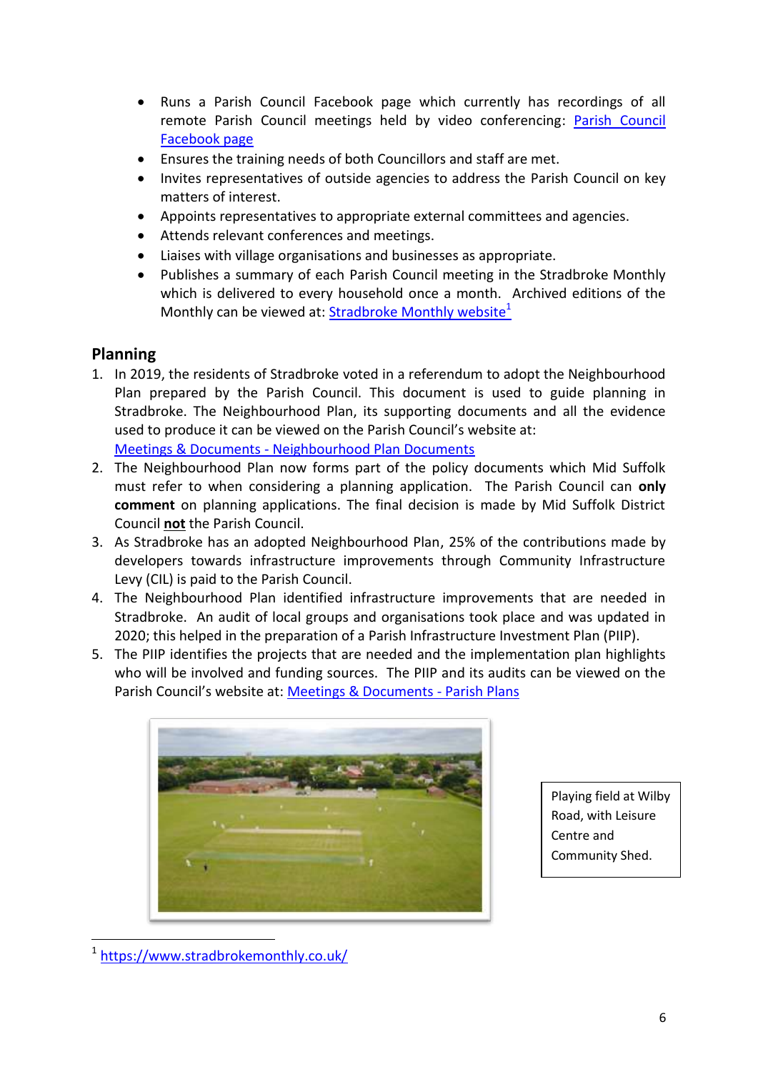- Runs a Parish Council Facebook page which currently has recordings of all remote Parish Council meetings held by video conferencing: Parish Council Facebook page
- Ensures the training needs of both Councillors and staff are met.
- Invites representatives of outside agencies to address the Parish Council on key matters of interest.
- Appoints representatives to appropriate external committees and agencies.
- Attends relevant conferences and meetings.
- Liaises with village organisations and businesses as appropriate.
- Publishes a summary of each Parish Council meeting in the Stradbroke Monthly which is delivered to every household once a month. Archived editions of the Monthly can be viewed at: Stradbroke Monthly website[1]

## Planning

1. In 2019, the residents of Stradbroke voted in a referendum to adopt the Neighbourhood Plan prepared by the Parish Council. This document is used to guide planning in Stradbroke. The Neighbourhood Plan, its supporting documents and all the evidence used to produce it can be viewed on the Parish Council's website at: Meetings & Documents - Neighbourhood Plan Documents
2. The Neighbourhood Plan now forms part of the policy documents which Mid Suffolk must refer to when considering a planning application. The Parish Council can **only comment** on planning applications. The final decision is made by Mid Suffolk District Council **not** the Parish Council.
3. As Stradbroke has an adopted Neighbourhood Plan, 25% of the contributions made by developers towards infrastructure improvements through Community Infrastructure Levy (CIL) is paid to the Parish Council.
4. The Neighbourhood Plan identified infrastructure improvements that are needed in Stradbroke. An audit of local groups and organisations took place and was updated in 2020; this helped in the preparation of a Parish Infrastructure Investment Plan (PIIP).
5. The PIIP identifies the projects that are needed and the implementation plan highlights who will be involved and funding sources. The PIIP and its audits can be viewed on the Parish Council's website at: Meetings & Documents - Parish Plans

Playing field at Wilby Road, with Leisure Centre and Community Shed.

[1] https://www.stradbrokemonthly.co.uk/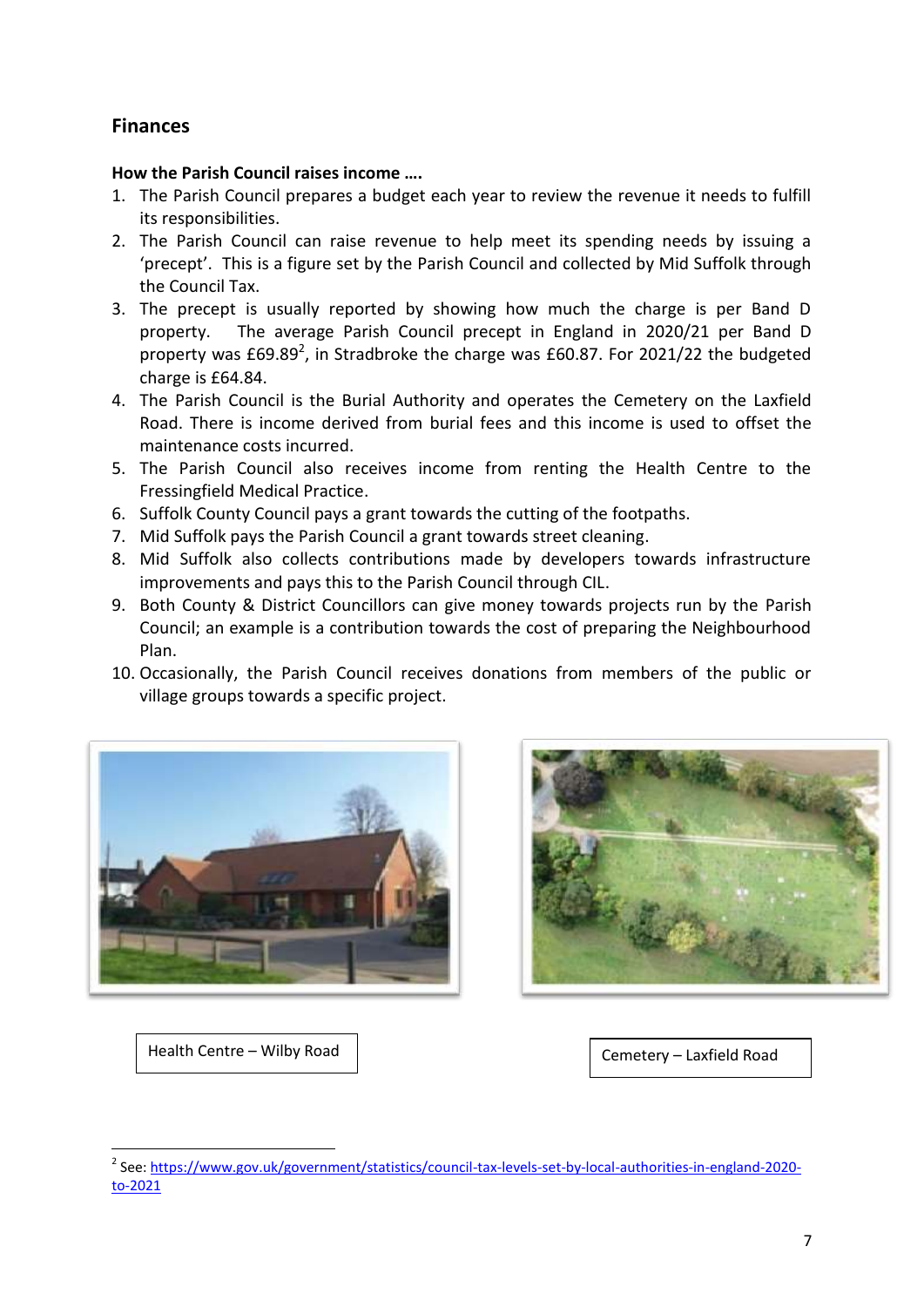## Finances

**How the Parish Council raises income ….**

1. The Parish Council prepares a budget each year to review the revenue it needs to fulfill its responsibilities.
2. The Parish Council can raise revenue to help meet its spending needs by issuing a 'precept'. This is a figure set by the Parish Council and collected by Mid Suffolk through the Council Tax.
3. The precept is usually reported by showing how much the charge is per Band D property. The average Parish Council precept in England in 2020/21 per Band D property was £69.89[2], in Stradbroke the charge was £60.87. For 2021/22 the budgeted charge is £64.84.
4. The Parish Council is the Burial Authority and operates the Cemetery on the Laxfield Road. There is income derived from burial fees and this income is used to offset the maintenance costs incurred.
5. The Parish Council also receives income from renting the Health Centre to the Fressingfield Medical Practice.
6. Suffolk County Council pays a grant towards the cutting of the footpaths.
7. Mid Suffolk pays the Parish Council a grant towards street cleaning.
8. Mid Suffolk also collects contributions made by developers towards infrastructure improvements and pays this to the Parish Council through CIL.
9. Both County & District Councillors can give money towards projects run by the Parish Council; an example is a contribution towards the cost of preparing the Neighbourhood Plan.
10. Occasionally, the Parish Council receives donations from members of the public or village groups towards a specific project.

Health Centre – Wilby Road

Cemetery – Laxfield Road

[2] See: https://www.gov.uk/government/statistics/council-tax-levels-set-by-local-authorities-in-england-2020-to-2021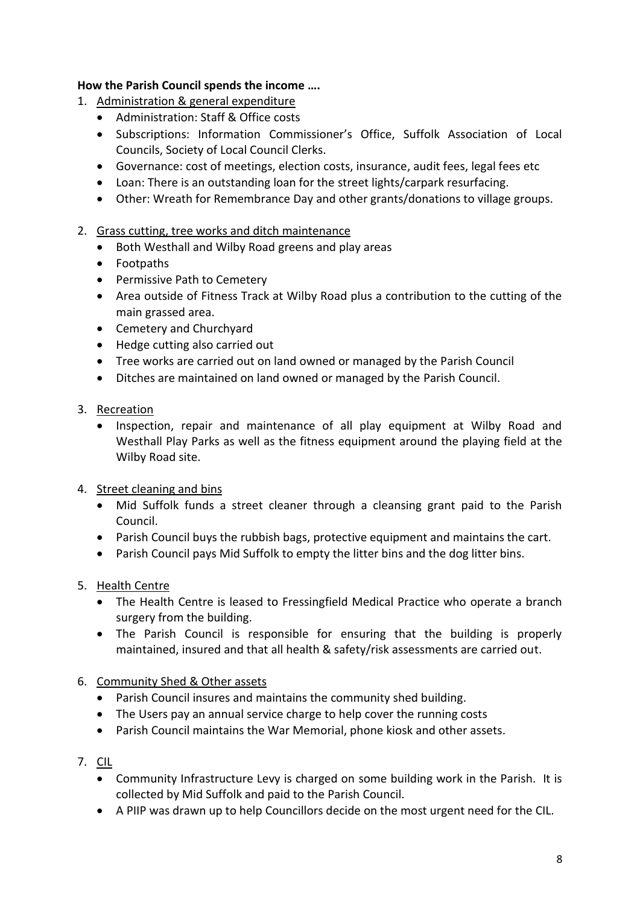**How the Parish Council spends the income ….**

1. Administration & general expenditure
   - Administration: Staff & Office costs
   - Subscriptions: Information Commissioner's Office, Suffolk Association of Local Councils, Society of Local Council Clerks.
   - Governance: cost of meetings, election costs, insurance, audit fees, legal fees etc
   - Loan: There is an outstanding loan for the street lights/carpark resurfacing.
   - Other: Wreath for Remembrance Day and other grants/donations to village groups.

2. Grass cutting, tree works and ditch maintenance
   - Both Westhall and Wilby Road greens and play areas
   - Footpaths
   - Permissive Path to Cemetery
   - Area outside of Fitness Track at Wilby Road plus a contribution to the cutting of the main grassed area.
   - Cemetery and Churchyard
   - Hedge cutting also carried out
   - Tree works are carried out on land owned or managed by the Parish Council
   - Ditches are maintained on land owned or managed by the Parish Council.

3. Recreation
   - Inspection, repair and maintenance of all play equipment at Wilby Road and Westhall Play Parks as well as the fitness equipment around the playing field at the Wilby Road site.

4. Street cleaning and bins
   - Mid Suffolk funds a street cleaner through a cleansing grant paid to the Parish Council.
   - Parish Council buys the rubbish bags, protective equipment and maintains the cart.
   - Parish Council pays Mid Suffolk to empty the litter bins and the dog litter bins.

5. Health Centre
   - The Health Centre is leased to Fressingfield Medical Practice who operate a branch surgery from the building.
   - The Parish Council is responsible for ensuring that the building is properly maintained, insured and that all health & safety/risk assessments are carried out.

6. Community Shed & Other assets
   - Parish Council insures and maintains the community shed building.
   - The Users pay an annual service charge to help cover the running costs
   - Parish Council maintains the War Memorial, phone kiosk and other assets.

7. CIL
   - Community Infrastructure Levy is charged on some building work in the Parish. It is collected by Mid Suffolk and paid to the Parish Council.
   - A PIIP was drawn up to help Councillors decide on the most urgent need for the CIL.